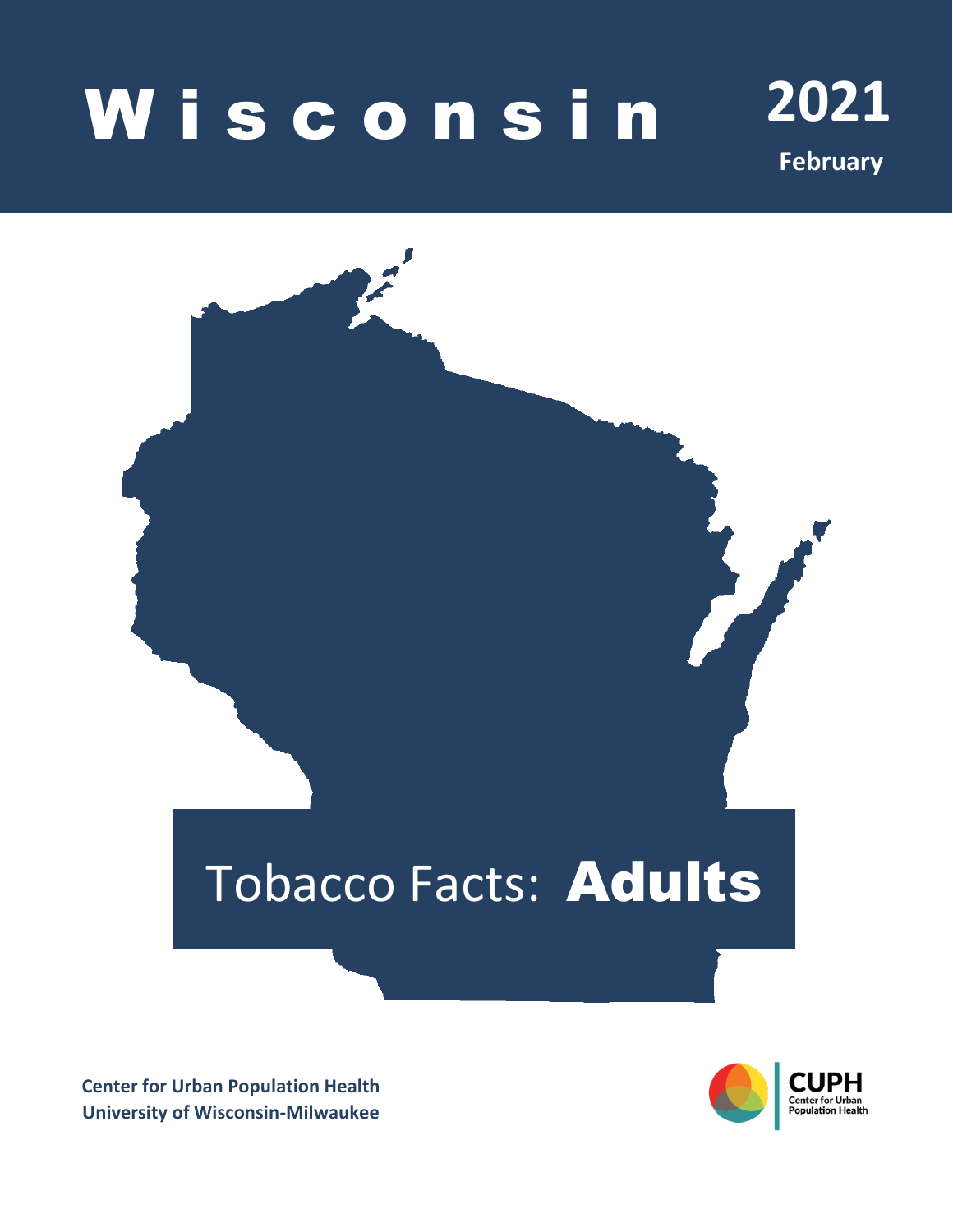# Wisconsin

**2021**

**February**

# Tobacco Facts: **Adults**

**Center for Urban Population Health**
**University of Wisconsin-Milwaukee**

CUPH
Center for Urban Population Health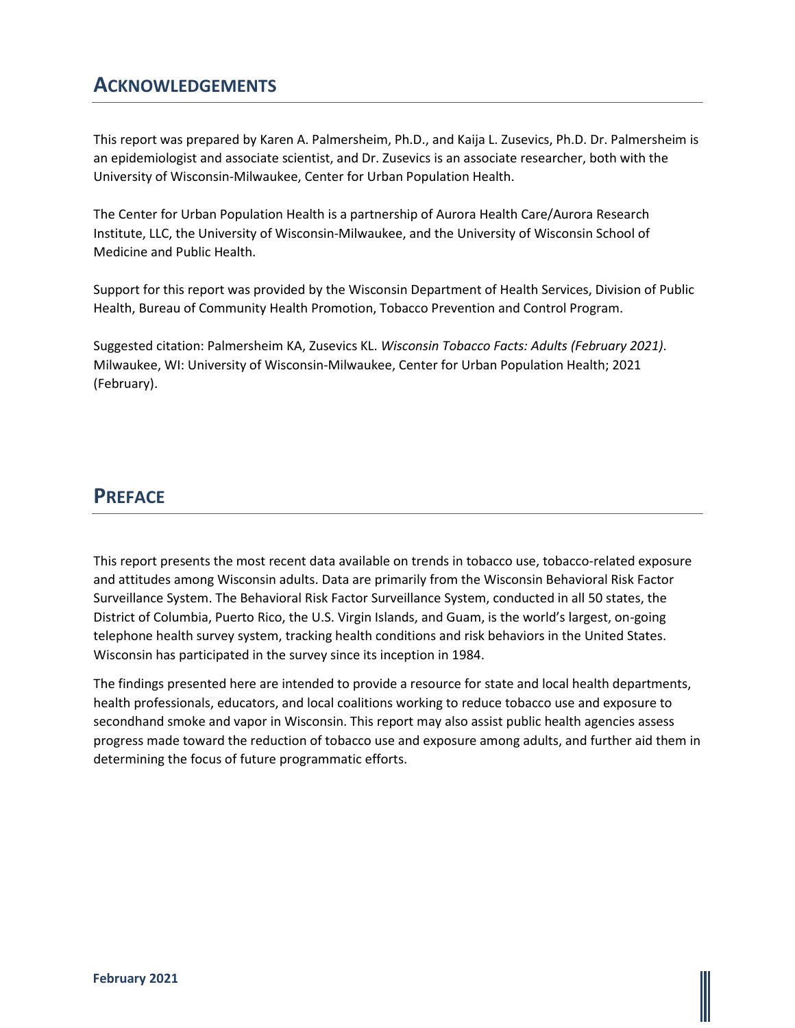## ACKNOWLEDGEMENTS

This report was prepared by Karen A. Palmersheim, Ph.D., and Kaija L. Zusevics, Ph.D. Dr. Palmersheim is an epidemiologist and associate scientist, and Dr. Zusevics is an associate researcher, both with the University of Wisconsin-Milwaukee, Center for Urban Population Health.

The Center for Urban Population Health is a partnership of Aurora Health Care/Aurora Research Institute, LLC, the University of Wisconsin-Milwaukee, and the University of Wisconsin School of Medicine and Public Health.

Support for this report was provided by the Wisconsin Department of Health Services, Division of Public Health, Bureau of Community Health Promotion, Tobacco Prevention and Control Program.

Suggested citation: Palmersheim KA, Zusevics KL. *Wisconsin Tobacco Facts: Adults (February 2021)*. Milwaukee, WI: University of Wisconsin-Milwaukee, Center for Urban Population Health; 2021 (February).

## PREFACE

This report presents the most recent data available on trends in tobacco use, tobacco-related exposure and attitudes among Wisconsin adults. Data are primarily from the Wisconsin Behavioral Risk Factor Surveillance System. The Behavioral Risk Factor Surveillance System, conducted in all 50 states, the District of Columbia, Puerto Rico, the U.S. Virgin Islands, and Guam, is the world's largest, on-going telephone health survey system, tracking health conditions and risk behaviors in the United States. Wisconsin has participated in the survey since its inception in 1984.

The findings presented here are intended to provide a resource for state and local health departments, health professionals, educators, and local coalitions working to reduce tobacco use and exposure to secondhand smoke and vapor in Wisconsin. This report may also assist public health agencies assess progress made toward the reduction of tobacco use and exposure among adults, and further aid them in determining the focus of future programmatic efforts.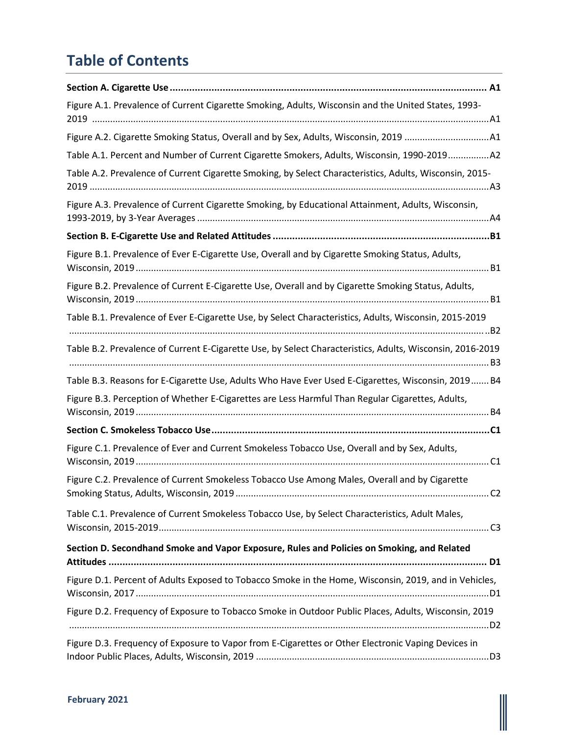# Table of Contents

**Section A. Cigarette Use ........................................................................................................... A1**

Figure A.1. Prevalence of Current Cigarette Smoking, Adults, Wisconsin and the United States, 1993-2019 ........................................................................................................................................A1

Figure A.2. Cigarette Smoking Status, Overall and by Sex, Adults, Wisconsin, 2019 .................................A1

Table A.1. Percent and Number of Current Cigarette Smokers, Adults, Wisconsin, 1990-2019................A2

Table A.2. Prevalence of Current Cigarette Smoking, by Select Characteristics, Adults, Wisconsin, 2015-2019 ........................................................................................................................................A3

Figure A.3. Prevalence of Current Cigarette Smoking, by Educational Attainment, Adults, Wisconsin, 1993-2019, by 3-Year Averages ..............................................................................................................A4

**Section B. E-Cigarette Use and Related Attitudes .............................................................................B1**

Figure B.1. Prevalence of Ever E-Cigarette Use, Overall and by Cigarette Smoking Status, Adults, Wisconsin, 2019 ........................................................................................................................................ B1

Figure B.2. Prevalence of Current E-Cigarette Use, Overall and by Cigarette Smoking Status, Adults, Wisconsin, 2019 ........................................................................................................................................ B1

Table B.1. Prevalence of Ever E-Cigarette Use, by Select Characteristics, Adults, Wisconsin, 2015-2019 ..........................................................................................................................................................B2

Table B.2. Prevalence of Current E-Cigarette Use, by Select Characteristics, Adults, Wisconsin, 2016-2019 .......................................................................................................................................................... B3

Table B.3. Reasons for E-Cigarette Use, Adults Who Have Ever Used E-Cigarettes, Wisconsin, 2019....... B4

Figure B.3. Perception of Whether E-Cigarettes are Less Harmful Than Regular Cigarettes, Adults, Wisconsin, 2019 ........................................................................................................................................ B4

**Section C. Smokeless Tobacco Use......................................................................................................C1**

Figure C.1. Prevalence of Ever and Current Smokeless Tobacco Use, Overall and by Sex, Adults, Wisconsin, 2019 ........................................................................................................................................ C1

Figure C.2. Prevalence of Current Smokeless Tobacco Use Among Males, Overall and by Cigarette Smoking Status, Adults, Wisconsin, 2019 ................................................................................................. C2

Table C.1. Prevalence of Current Smokeless Tobacco Use, by Select Characteristics, Adult Males, Wisconsin, 2015-2019............................................................................................................................... C3

**Section D. Secondhand Smoke and Vapor Exposure, Rules and Policies on Smoking, and Related Attitudes ........................................................................................................................................ D1**

Figure D.1. Percent of Adults Exposed to Tobacco Smoke in the Home, Wisconsin, 2019, and in Vehicles, Wisconsin, 2017 ........................................................................................................................................D1

Figure D.2. Frequency of Exposure to Tobacco Smoke in Outdoor Public Places, Adults, Wisconsin, 2019 ..........................................................................................................................................................D2

Figure D.3. Frequency of Exposure to Vapor from E-Cigarettes or Other Electronic Vaping Devices in Indoor Public Places, Adults, Wisconsin, 2019 ..........................................................................................D3

**February 2021**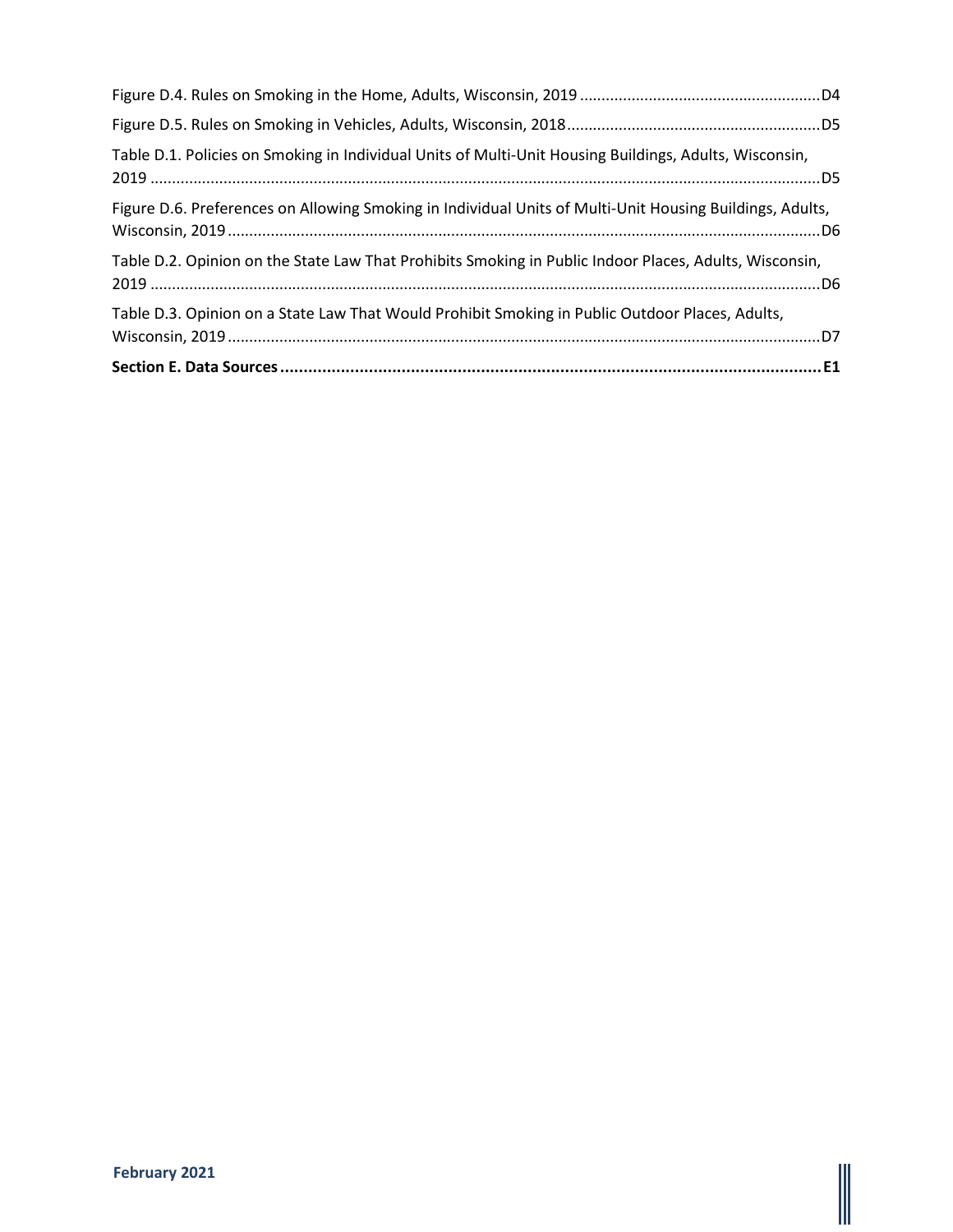Figure D.4. Rules on Smoking in the Home, Adults, Wisconsin, 2019 ........................................................ D4

Figure D.5. Rules on Smoking in Vehicles, Adults, Wisconsin, 2018 .......................................................... D5

Table D.1. Policies on Smoking in Individual Units of Multi-Unit Housing Buildings, Adults, Wisconsin, 2019 ........................................................................................................................................................ D5

Figure D.6. Preferences on Allowing Smoking in Individual Units of Multi-Unit Housing Buildings, Adults, Wisconsin, 2019 ....................................................................................................................................... D6

Table D.2. Opinion on the State Law That Prohibits Smoking in Public Indoor Places, Adults, Wisconsin, 2019 ........................................................................................................................................................ D6

Table D.3. Opinion on a State Law That Would Prohibit Smoking in Public Outdoor Places, Adults, Wisconsin, 2019 ....................................................................................................................................... D7

**Section E. Data Sources ................................................................................................................... E1**

**February 2021**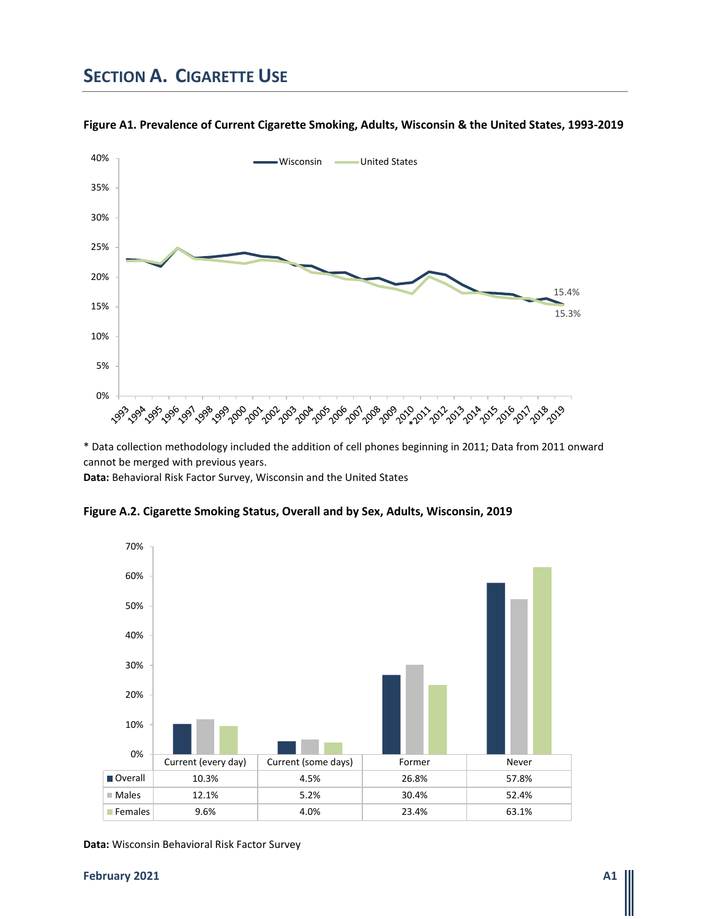# SECTION A. CIGARETTE USE

**Figure A1. Prevalence of Current Cigarette Smoking, Adults, Wisconsin & the United States, 1993-2019**

\* Data collection methodology included the addition of cell phones beginning in 2011; Data from 2011 onward cannot be merged with previous years.

**Data:** Behavioral Risk Factor Survey, Wisconsin and the United States

**Figure A.2. Cigarette Smoking Status, Overall and by Sex, Adults, Wisconsin, 2019**

| | Current (every day) | Current (some days) | Former | Never |
|---|---|---|---|---|
| Overall | 10.3% | 4.5% | 26.8% | 57.8% |
| Males | 12.1% | 5.2% | 30.4% | 52.4% |
| Females | 9.6% | 4.0% | 23.4% | 63.1% |

**Data:** Wisconsin Behavioral Risk Factor Survey

**February 2021**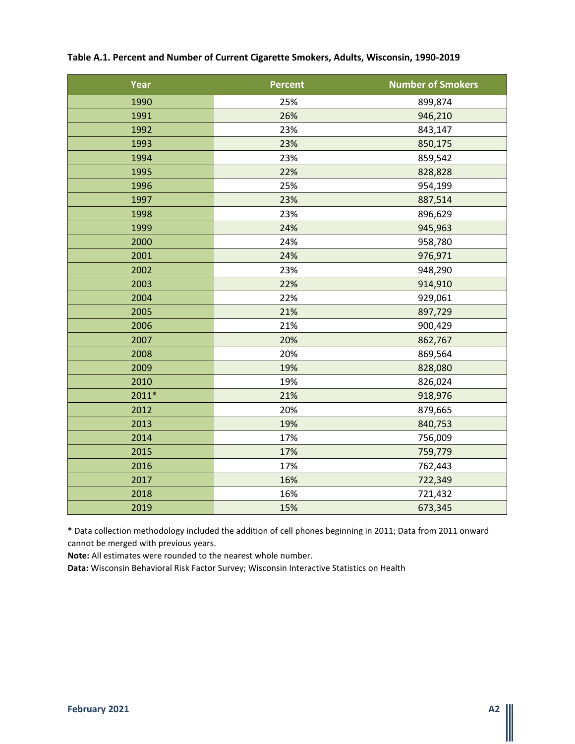**Table A.1. Percent and Number of Current Cigarette Smokers, Adults, Wisconsin, 1990-2019**

| Year | Percent | Number of Smokers |
|---|---|---|
| 1990 | 25% | 899,874 |
| 1991 | 26% | 946,210 |
| 1992 | 23% | 843,147 |
| 1993 | 23% | 850,175 |
| 1994 | 23% | 859,542 |
| 1995 | 22% | 828,828 |
| 1996 | 25% | 954,199 |
| 1997 | 23% | 887,514 |
| 1998 | 23% | 896,629 |
| 1999 | 24% | 945,963 |
| 2000 | 24% | 958,780 |
| 2001 | 24% | 976,971 |
| 2002 | 23% | 948,290 |
| 2003 | 22% | 914,910 |
| 2004 | 22% | 929,061 |
| 2005 | 21% | 897,729 |
| 2006 | 21% | 900,429 |
| 2007 | 20% | 862,767 |
| 2008 | 20% | 869,564 |
| 2009 | 19% | 828,080 |
| 2010 | 19% | 826,024 |
| 2011* | 21% | 918,976 |
| 2012 | 20% | 879,665 |
| 2013 | 19% | 840,753 |
| 2014 | 17% | 756,009 |
| 2015 | 17% | 759,779 |
| 2016 | 17% | 762,443 |
| 2017 | 16% | 722,349 |
| 2018 | 16% | 721,432 |
| 2019 | 15% | 673,345 |

* Data collection methodology included the addition of cell phones beginning in 2011; Data from 2011 onward cannot be merged with previous years.

**Note:** All estimates were rounded to the nearest whole number.

**Data:** Wisconsin Behavioral Risk Factor Survey; Wisconsin Interactive Statistics on Health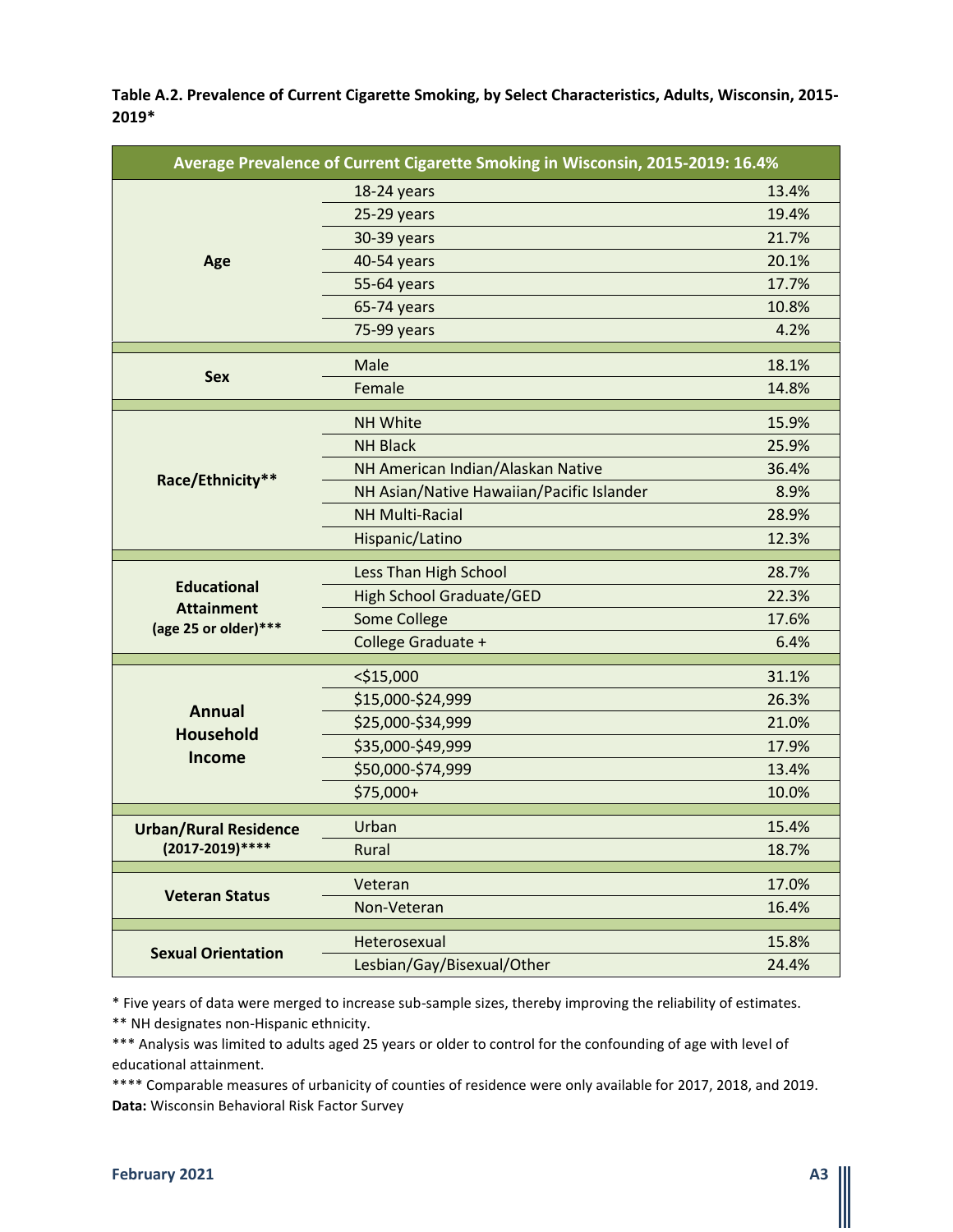**Table A.2. Prevalence of Current Cigarette Smoking, by Select Characteristics, Adults, Wisconsin, 2015-2019***

| Average Prevalence of Current Cigarette Smoking in Wisconsin, 2015-2019: 16.4% | | |
|---|---|---|
| **Age** | 18-24 years | 13.4% |
| | 25-29 years | 19.4% |
| | 30-39 years | 21.7% |
| | 40-54 years | 20.1% |
| | 55-64 years | 17.7% |
| | 65-74 years | 10.8% |
| | 75-99 years | 4.2% |
| **Sex** | Male | 18.1% |
| | Female | 14.8% |
| **Race/Ethnicity**** | NH White | 15.9% |
| | NH Black | 25.9% |
| | NH American Indian/Alaskan Native | 36.4% |
| | NH Asian/Native Hawaiian/Pacific Islander | 8.9% |
| | NH Multi-Racial | 28.9% |
| | Hispanic/Latino | 12.3% |
| **Educational Attainment (age 25 or older)***** | Less Than High School | 28.7% |
| | High School Graduate/GED | 22.3% |
| | Some College | 17.6% |
| | College Graduate + | 6.4% |
| **Annual Household Income** | <$15,000 | 31.1% |
| | $15,000-$24,999 | 26.3% |
| | $25,000-$34,999 | 21.0% |
| | $35,000-$49,999 | 17.9% |
| | $50,000-$74,999 | 13.4% |
| | $75,000+ | 10.0% |
| **Urban/Rural Residence (2017-2019)****** | Urban | 15.4% |
| | Rural | 18.7% |
| **Veteran Status** | Veteran | 17.0% |
| | Non-Veteran | 16.4% |
| **Sexual Orientation** | Heterosexual | 15.8% |
| | Lesbian/Gay/Bisexual/Other | 24.4% |

* Five years of data were merged to increase sub-sample sizes, thereby improving the reliability of estimates.

** NH designates non-Hispanic ethnicity.

*** Analysis was limited to adults aged 25 years or older to control for the confounding of age with level of educational attainment.

**** Comparable measures of urbanicity of counties of residence were only available for 2017, 2018, and 2019.

**Data:** Wisconsin Behavioral Risk Factor Survey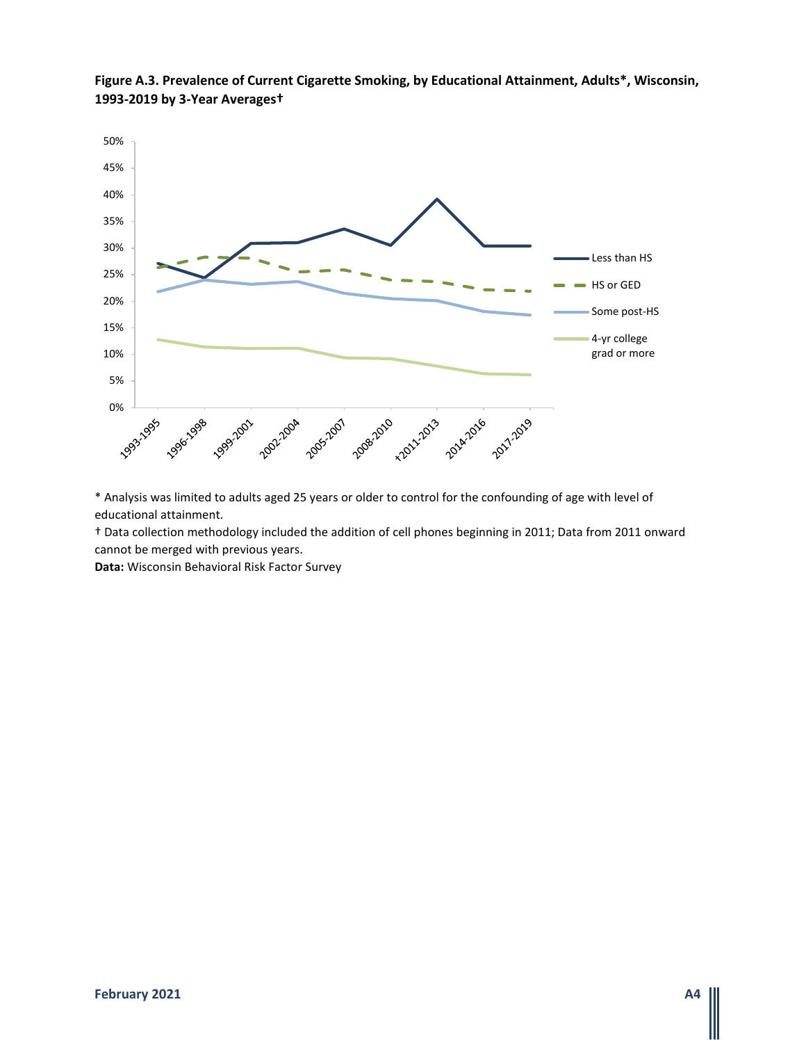**Figure A.3. Prevalence of Current Cigarette Smoking, by Educational Attainment, Adults*, Wisconsin, 1993-2019 by 3-Year Averages†**

\* Analysis was limited to adults aged 25 years or older to control for the confounding of age with level of educational attainment.

† Data collection methodology included the addition of cell phones beginning in 2011; Data from 2011 onward cannot be merged with previous years.

**Data:** Wisconsin Behavioral Risk Factor Survey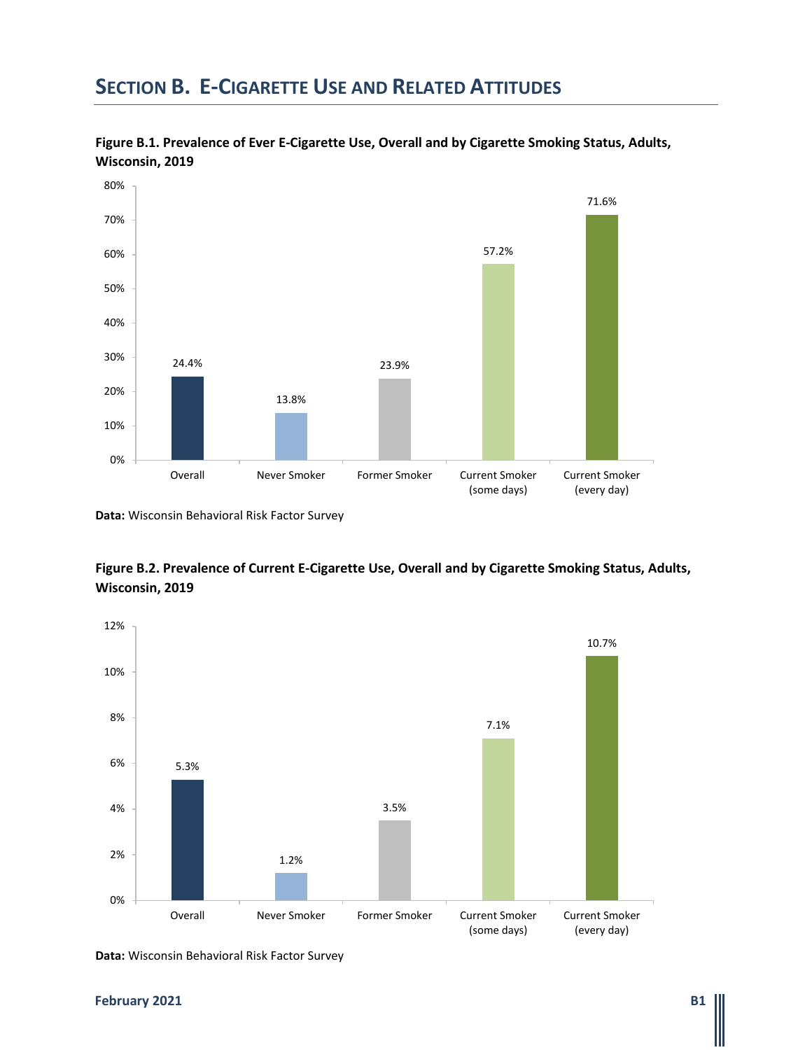## SECTION B. E-CIGARETTE USE AND RELATED ATTITUDES

**Figure B.1. Prevalence of Ever E-Cigarette Use, Overall and by Cigarette Smoking Status, Adults, Wisconsin, 2019**

| Category | Prevalence |
|---|---|
| Overall | 24.4% |
| Never Smoker | 13.8% |
| Former Smoker | 23.9% |
| Current Smoker (some days) | 57.2% |
| Current Smoker (every day) | 71.6% |

**Data:** Wisconsin Behavioral Risk Factor Survey

**Figure B.2. Prevalence of Current E-Cigarette Use, Overall and by Cigarette Smoking Status, Adults, Wisconsin, 2019**

| Category | Prevalence |
|---|---|
| Overall | 5.3% |
| Never Smoker | 1.2% |
| Former Smoker | 3.5% |
| Current Smoker (some days) | 7.1% |
| Current Smoker (every day) | 10.7% |

**Data:** Wisconsin Behavioral Risk Factor Survey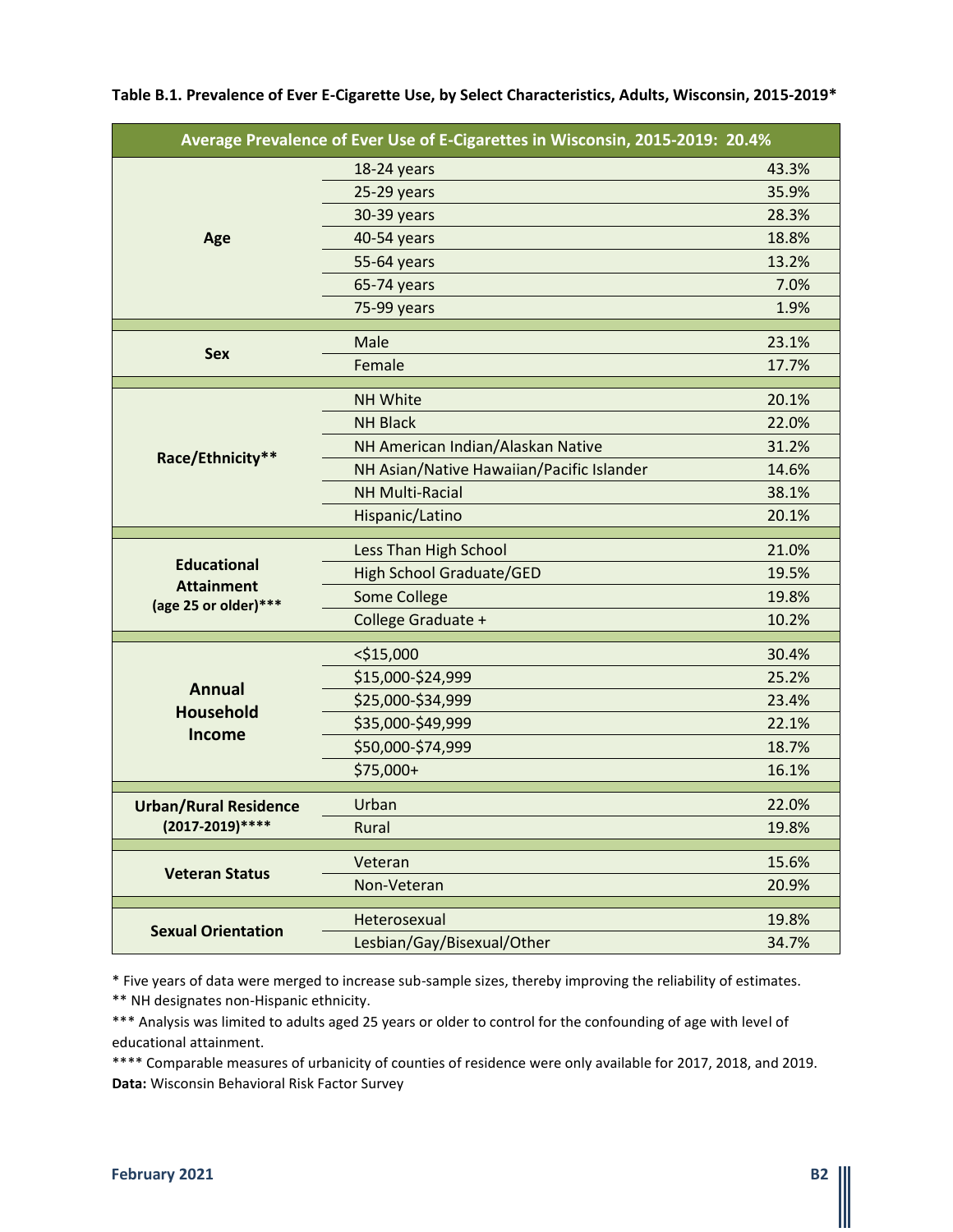**Table B.1. Prevalence of Ever E-Cigarette Use, by Select Characteristics, Adults, Wisconsin, 2015-2019***

| Average Prevalence of Ever Use of E-Cigarettes in Wisconsin, 2015-2019: 20.4% | | |
|---|---|---|
| **Age** | 18-24 years | 43.3% |
| | 25-29 years | 35.9% |
| | 30-39 years | 28.3% |
| | 40-54 years | 18.8% |
| | 55-64 years | 13.2% |
| | 65-74 years | 7.0% |
| | 75-99 years | 1.9% |
| **Sex** | Male | 23.1% |
| | Female | 17.7% |
| **Race/Ethnicity**** | NH White | 20.1% |
| | NH Black | 22.0% |
| | NH American Indian/Alaskan Native | 31.2% |
| | NH Asian/Native Hawaiian/Pacific Islander | 14.6% |
| | NH Multi-Racial | 38.1% |
| | Hispanic/Latino | 20.1% |
| **Educational Attainment (age 25 or older)***** | Less Than High School | 21.0% |
| | High School Graduate/GED | 19.5% |
| | Some College | 19.8% |
| | College Graduate + | 10.2% |
| **Annual Household Income** | <$15,000 | 30.4% |
| | $15,000-$24,999 | 25.2% |
| | $25,000-$34,999 | 23.4% |
| | $35,000-$49,999 | 22.1% |
| | $50,000-$74,999 | 18.7% |
| | $75,000+ | 16.1% |
| **Urban/Rural Residence (2017-2019)****** | Urban | 22.0% |
| | Rural | 19.8% |
| **Veteran Status** | Veteran | 15.6% |
| | Non-Veteran | 20.9% |
| **Sexual Orientation** | Heterosexual | 19.8% |
| | Lesbian/Gay/Bisexual/Other | 34.7% |

* Five years of data were merged to increase sub-sample sizes, thereby improving the reliability of estimates.

** NH designates non-Hispanic ethnicity.

*** Analysis was limited to adults aged 25 years or older to control for the confounding of age with level of educational attainment.

**** Comparable measures of urbanicity of counties of residence were only available for 2017, 2018, and 2019.

**Data:** Wisconsin Behavioral Risk Factor Survey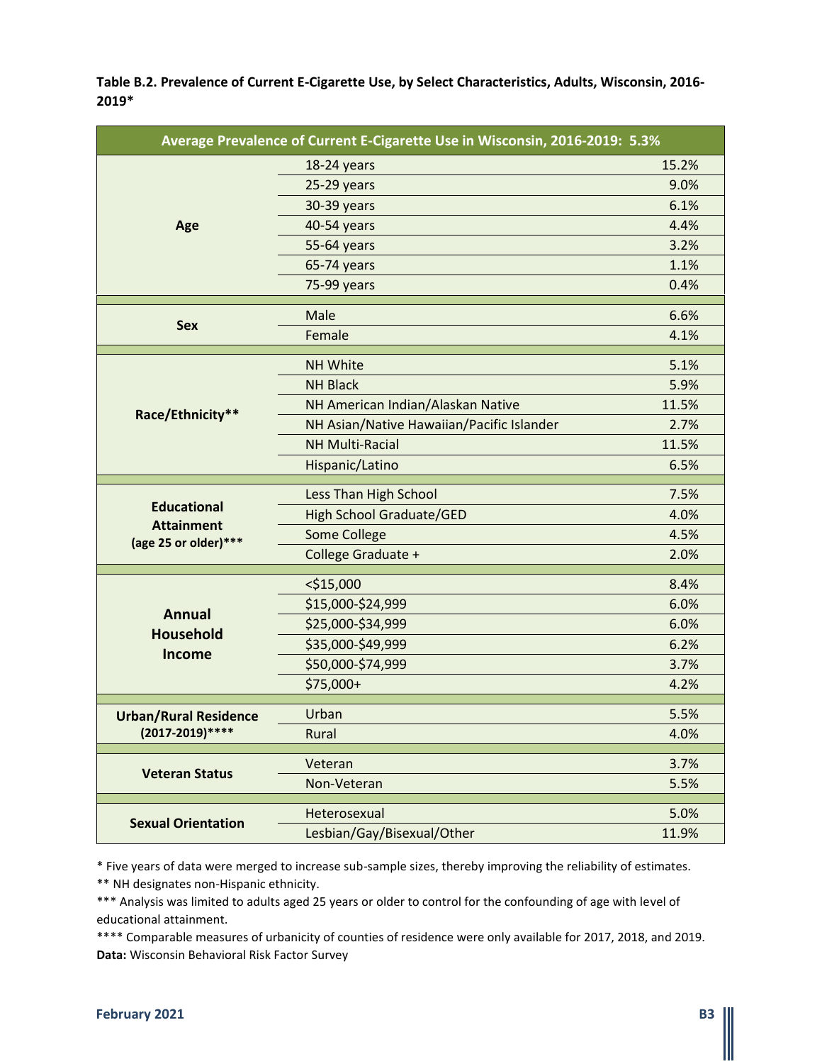**Table B.2. Prevalence of Current E-Cigarette Use, by Select Characteristics, Adults, Wisconsin, 2016-2019***

| Average Prevalence of Current E-Cigarette Use in Wisconsin, 2016-2019: 5.3% | | |
|---|---|---|
| **Age** | 18-24 years | 15.2% |
| | 25-29 years | 9.0% |
| | 30-39 years | 6.1% |
| | 40-54 years | 4.4% |
| | 55-64 years | 3.2% |
| | 65-74 years | 1.1% |
| | 75-99 years | 0.4% |
| **Sex** | Male | 6.6% |
| | Female | 4.1% |
| **Race/Ethnicity**** | NH White | 5.1% |
| | NH Black | 5.9% |
| | NH American Indian/Alaskan Native | 11.5% |
| | NH Asian/Native Hawaiian/Pacific Islander | 2.7% |
| | NH Multi-Racial | 11.5% |
| | Hispanic/Latino | 6.5% |
| **Educational Attainment (age 25 or older)***** | Less Than High School | 7.5% |
| | High School Graduate/GED | 4.0% |
| | Some College | 4.5% |
| | College Graduate + | 2.0% |
| **Annual Household Income** | <$15,000 | 8.4% |
| | $15,000-$24,999 | 6.0% |
| | $25,000-$34,999 | 6.0% |
| | $35,000-$49,999 | 6.2% |
| | $50,000-$74,999 | 3.7% |
| | $75,000+ | 4.2% |
| **Urban/Rural Residence (2017-2019)****** | Urban | 5.5% |
| | Rural | 4.0% |
| **Veteran Status** | Veteran | 3.7% |
| | Non-Veteran | 5.5% |
| **Sexual Orientation** | Heterosexual | 5.0% |
| | Lesbian/Gay/Bisexual/Other | 11.9% |

\* Five years of data were merged to increase sub-sample sizes, thereby improving the reliability of estimates.

** NH designates non-Hispanic ethnicity.

*** Analysis was limited to adults aged 25 years or older to control for the confounding of age with level of educational attainment.

**** Comparable measures of urbanicity of counties of residence were only available for 2017, 2018, and 2019.

**Data:** Wisconsin Behavioral Risk Factor Survey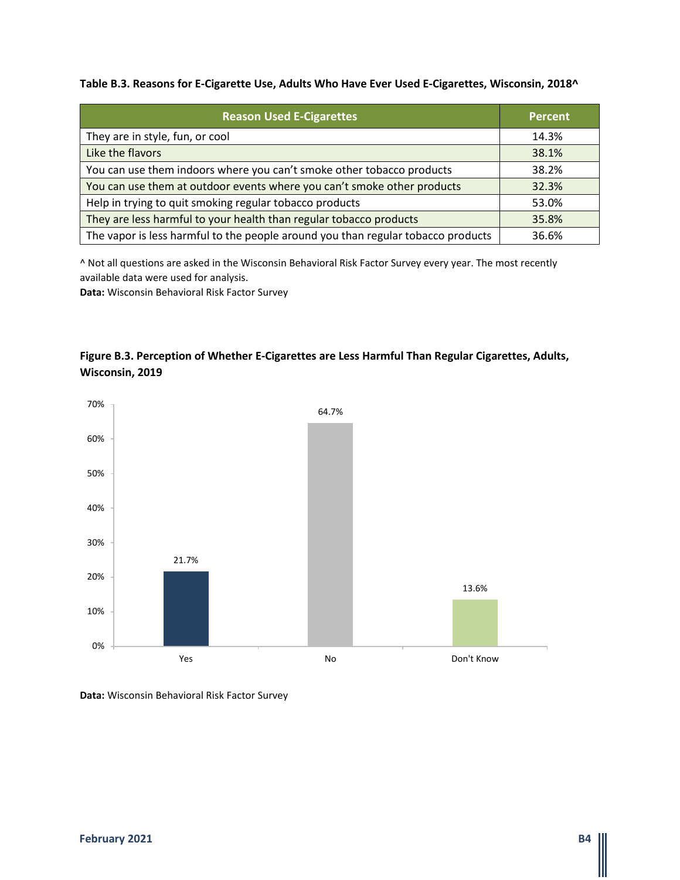**Table B.3. Reasons for E-Cigarette Use, Adults Who Have Ever Used E-Cigarettes, Wisconsin, 2018^**

| Reason Used E-Cigarettes | Percent |
|---|---|
| They are in style, fun, or cool | 14.3% |
| Like the flavors | 38.1% |
| You can use them indoors where you can't smoke other tobacco products | 38.2% |
| You can use them at outdoor events where you can't smoke other products | 32.3% |
| Help in trying to quit smoking regular tobacco products | 53.0% |
| They are less harmful to your health than regular tobacco products | 35.8% |
| The vapor is less harmful to the people around you than regular tobacco products | 36.6% |

^ Not all questions are asked in the Wisconsin Behavioral Risk Factor Survey every year. The most recently available data were used for analysis.

**Data:** Wisconsin Behavioral Risk Factor Survey

**Figure B.3. Perception of Whether E-Cigarettes are Less Harmful Than Regular Cigarettes, Adults, Wisconsin, 2019**

| Response | Percent |
|---|---|
| Yes | 21.7% |
| No | 64.7% |
| Don't Know | 13.6% |

**Data:** Wisconsin Behavioral Risk Factor Survey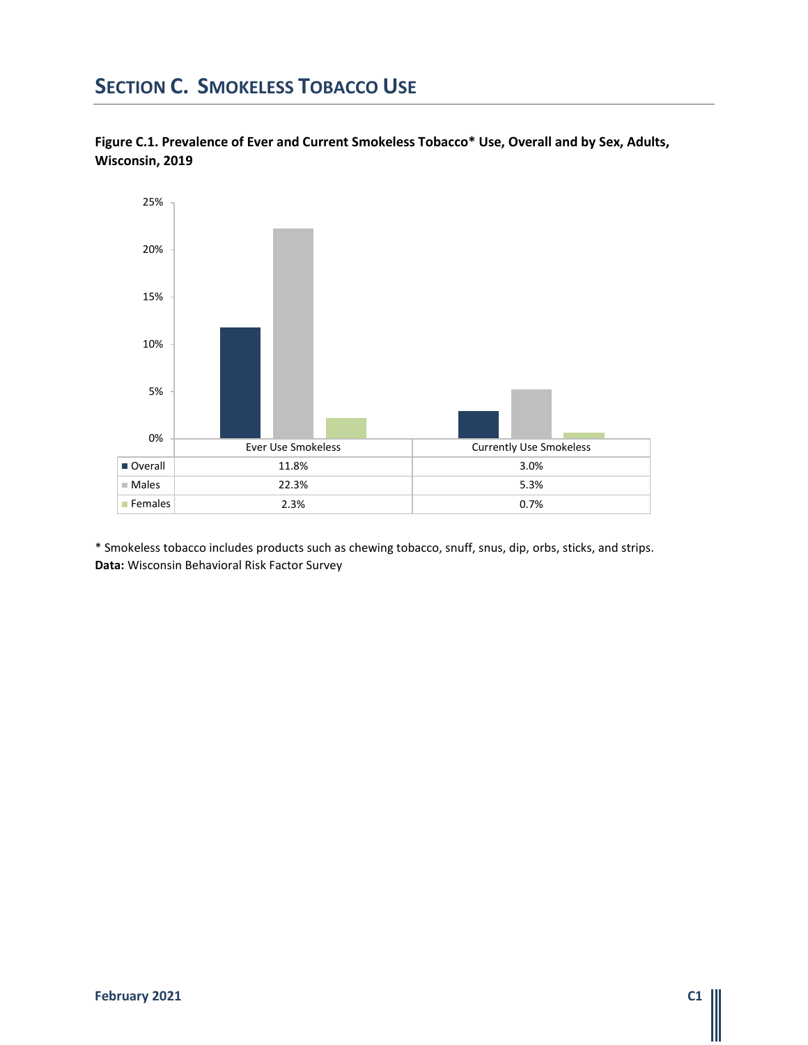# SECTION C. SMOKELESS TOBACCO USE

**Figure C.1. Prevalence of Ever and Current Smokeless Tobacco* Use, Overall and by Sex, Adults, Wisconsin, 2019**

| | Ever Use Smokeless | Currently Use Smokeless |
|---|---|---|
| Overall | 11.8% | 3.0% |
| Males | 22.3% | 5.3% |
| Females | 2.3% | 0.7% |

* Smokeless tobacco includes products such as chewing tobacco, snuff, snus, dip, orbs, sticks, and strips.
**Data:** Wisconsin Behavioral Risk Factor Survey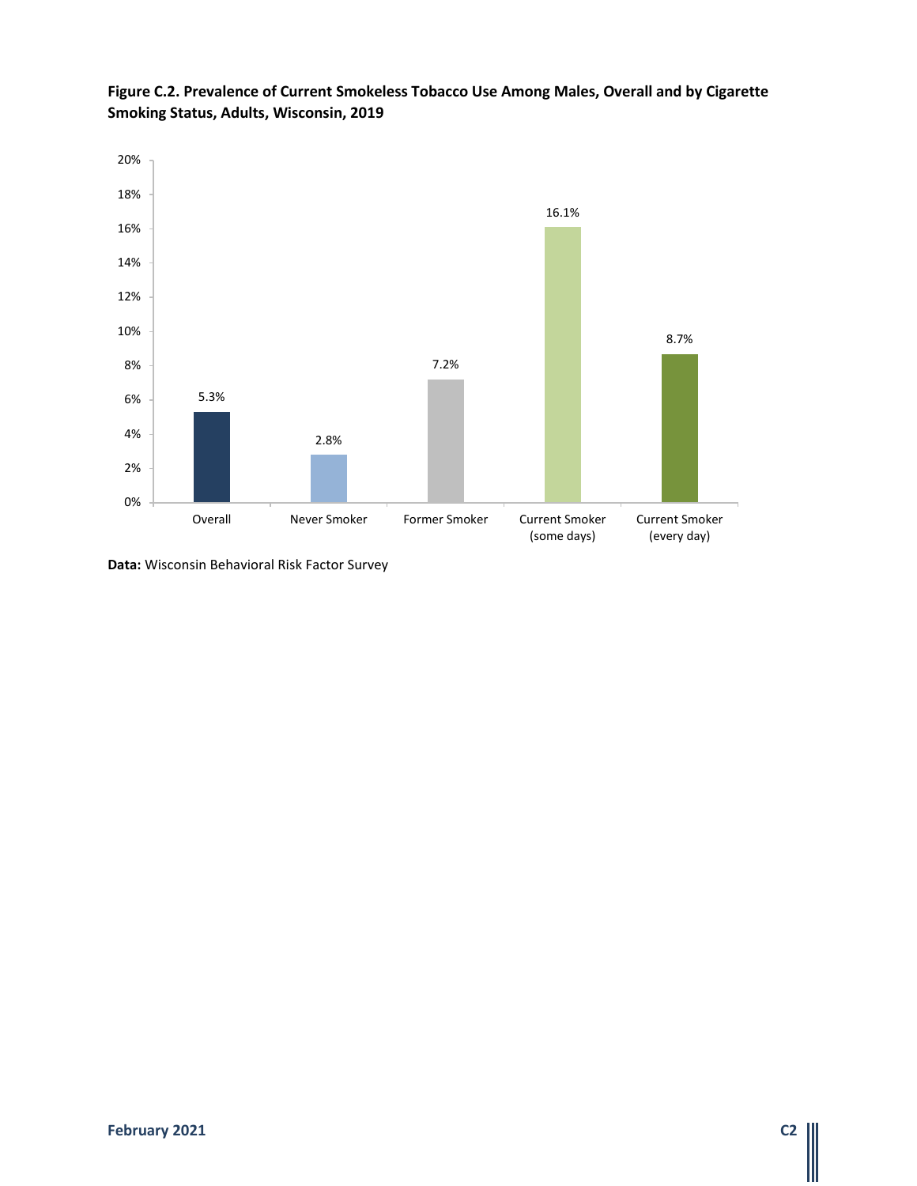**Figure C.2. Prevalence of Current Smokeless Tobacco Use Among Males, Overall and by Cigarette Smoking Status, Adults, Wisconsin, 2019**

| Category | Prevalence |
|---|---|
| Overall | 5.3% |
| Never Smoker | 2.8% |
| Former Smoker | 7.2% |
| Current Smoker (some days) | 16.1% |
| Current Smoker (every day) | 8.7% |

**Data:** Wisconsin Behavioral Risk Factor Survey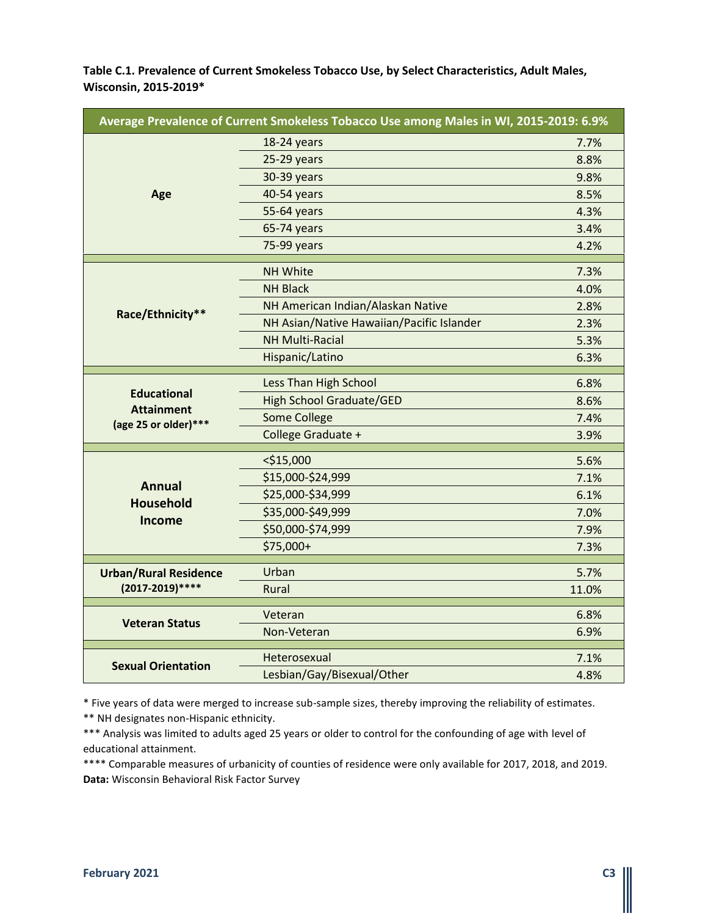**Table C.1. Prevalence of Current Smokeless Tobacco Use, by Select Characteristics, Adult Males, Wisconsin, 2015-2019***

| Average Prevalence of Current Smokeless Tobacco Use among Males in WI, 2015-2019: 6.9% | | |
|---|---|---|
| **Age** | 18-24 years | 7.7% |
| | 25-29 years | 8.8% |
| | 30-39 years | 9.8% |
| | 40-54 years | 8.5% |
| | 55-64 years | 4.3% |
| | 65-74 years | 3.4% |
| | 75-99 years | 4.2% |
| **Race/Ethnicity**** | NH White | 7.3% |
| | NH Black | 4.0% |
| | NH American Indian/Alaskan Native | 2.8% |
| | NH Asian/Native Hawaiian/Pacific Islander | 2.3% |
| | NH Multi-Racial | 5.3% |
| | Hispanic/Latino | 6.3% |
| **Educational Attainment (age 25 or older)***** | Less Than High School | 6.8% |
| | High School Graduate/GED | 8.6% |
| | Some College | 7.4% |
| | College Graduate + | 3.9% |
| **Annual Household Income** | <$15,000 | 5.6% |
| | $15,000-$24,999 | 7.1% |
| | $25,000-$34,999 | 6.1% |
| | $35,000-$49,999 | 7.0% |
| | $50,000-$74,999 | 7.9% |
| | $75,000+ | 7.3% |
| **Urban/Rural Residence (2017-2019)****** | Urban | 5.7% |
| | Rural | 11.0% |
| **Veteran Status** | Veteran | 6.8% |
| | Non-Veteran | 6.9% |
| **Sexual Orientation** | Heterosexual | 7.1% |
| | Lesbian/Gay/Bisexual/Other | 4.8% |

* Five years of data were merged to increase sub-sample sizes, thereby improving the reliability of estimates.

** NH designates non-Hispanic ethnicity.

*** Analysis was limited to adults aged 25 years or older to control for the confounding of age with level of educational attainment.

**** Comparable measures of urbanicity of counties of residence were only available for 2017, 2018, and 2019.

**Data:** Wisconsin Behavioral Risk Factor Survey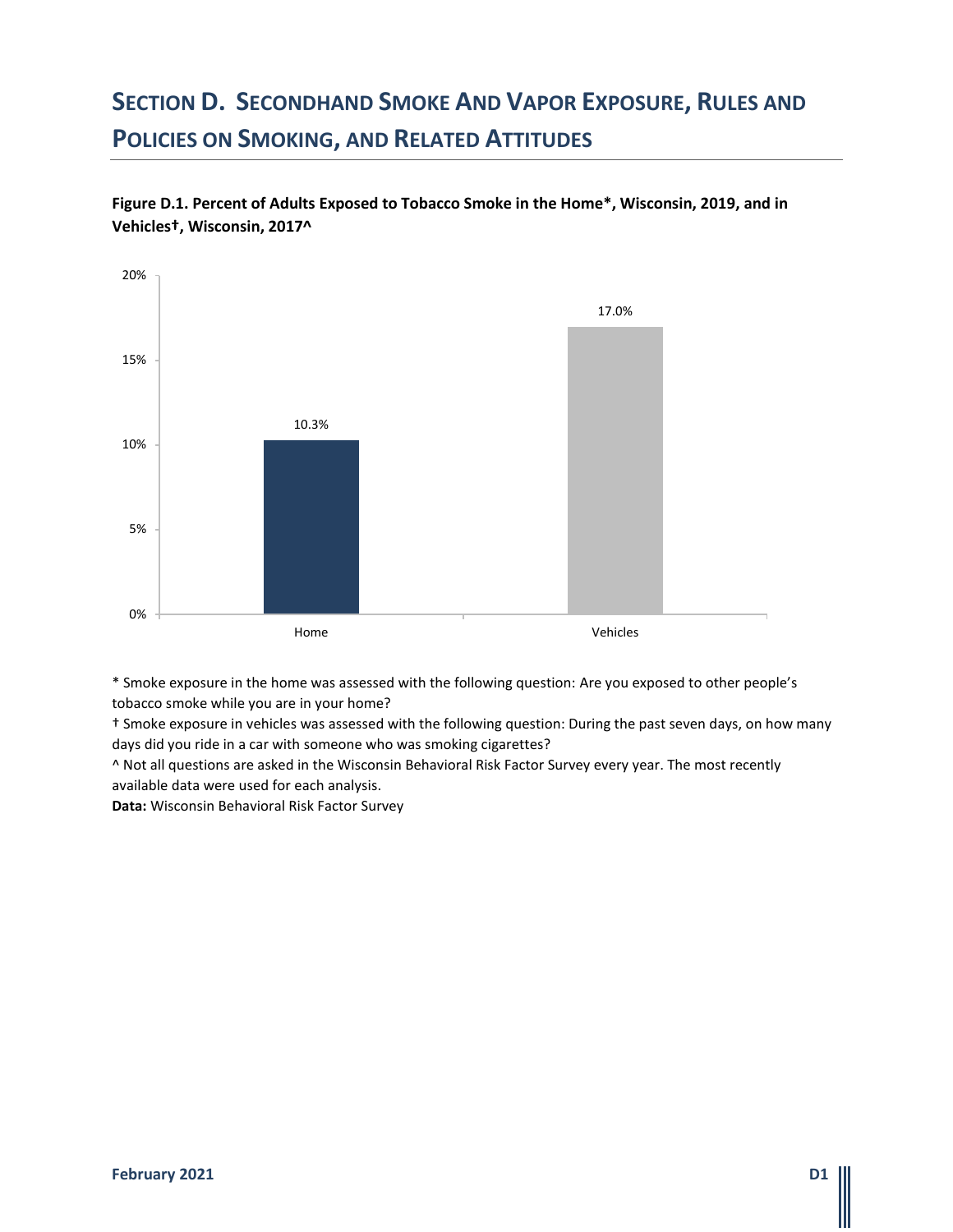# SECTION D. SECONDHAND SMOKE AND VAPOR EXPOSURE, RULES AND POLICIES ON SMOKING, AND RELATED ATTITUDES

**Figure D.1. Percent of Adults Exposed to Tobacco Smoke in the Home*, Wisconsin, 2019, and in Vehicles†, Wisconsin, 2017^**

| | Percent |
|---|---|
| Home | 10.3% |
| Vehicles | 17.0% |

* Smoke exposure in the home was assessed with the following question: Are you exposed to other people's tobacco smoke while you are in your home?

† Smoke exposure in vehicles was assessed with the following question: During the past seven days, on how many days did you ride in a car with someone who was smoking cigarettes?

^ Not all questions are asked in the Wisconsin Behavioral Risk Factor Survey every year. The most recently available data were used for each analysis.

**Data:** Wisconsin Behavioral Risk Factor Survey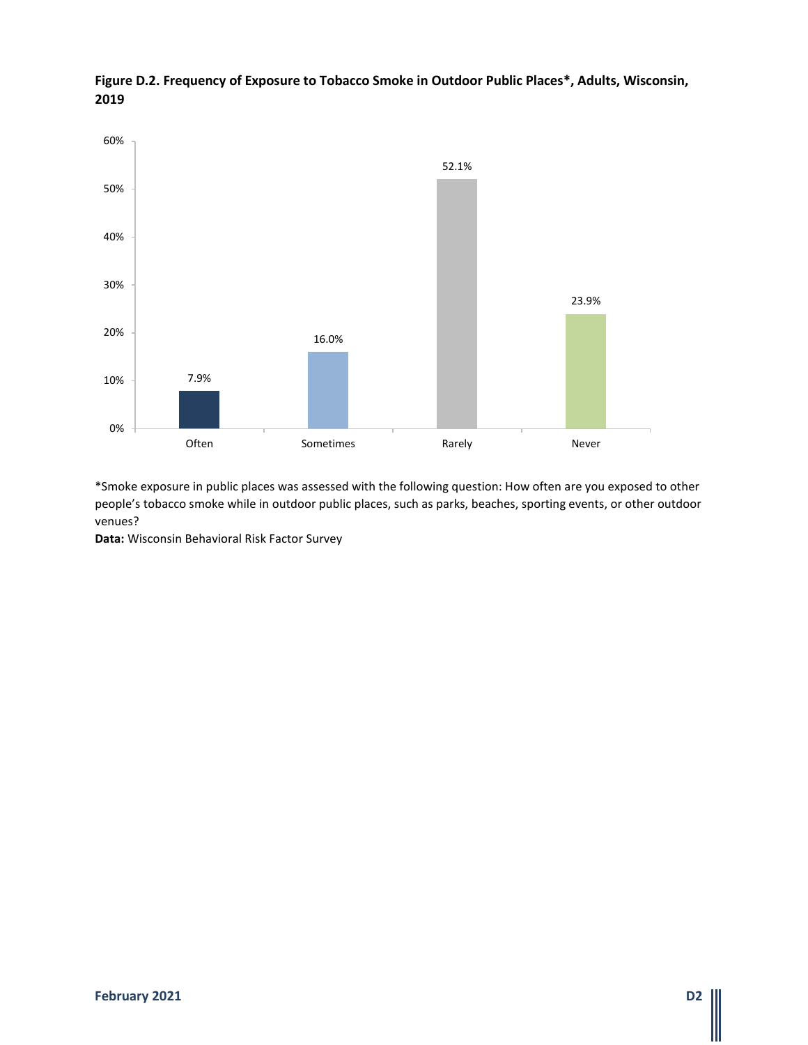**Figure D.2. Frequency of Exposure to Tobacco Smoke in Outdoor Public Places*, Adults, Wisconsin, 2019**

| Frequency | Percent |
|---|---|
| Often | 7.9% |
| Sometimes | 16.0% |
| Rarely | 52.1% |
| Never | 23.9% |

*Smoke exposure in public places was assessed with the following question: How often are you exposed to other people's tobacco smoke while in outdoor public places, such as parks, beaches, sporting events, or other outdoor venues?

**Data:** Wisconsin Behavioral Risk Factor Survey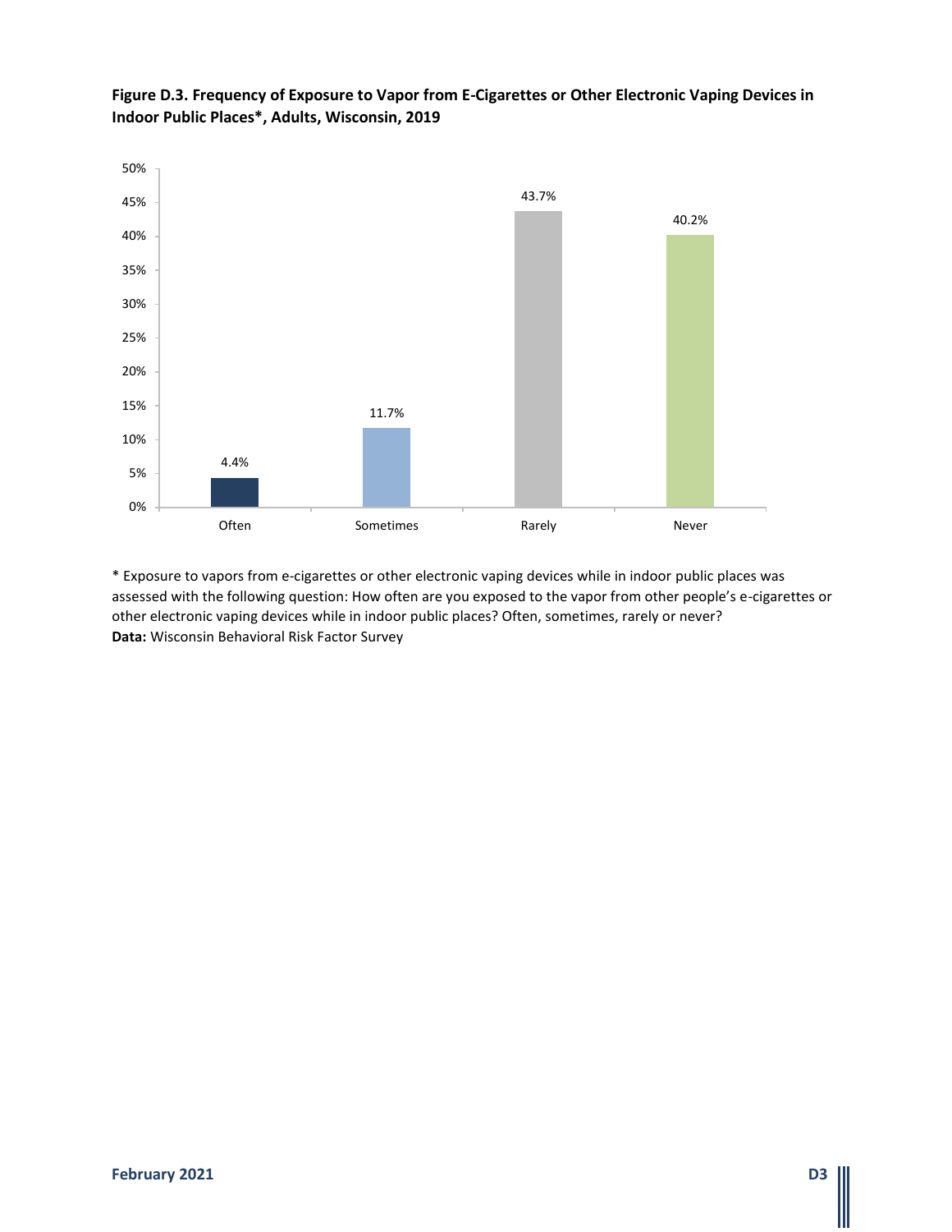**Figure D.3. Frequency of Exposure to Vapor from E-Cigarettes or Other Electronic Vaping Devices in Indoor Public Places\*, Adults, Wisconsin, 2019**

| Frequency | Percent |
|---|---|
| Often | 4.4% |
| Sometimes | 11.7% |
| Rarely | 43.7% |
| Never | 40.2% |

\* Exposure to vapors from e-cigarettes or other electronic vaping devices while in indoor public places was assessed with the following question: How often are you exposed to the vapor from other people's e-cigarettes or other electronic vaping devices while in indoor public places? Often, sometimes, rarely or never?

**Data:** Wisconsin Behavioral Risk Factor Survey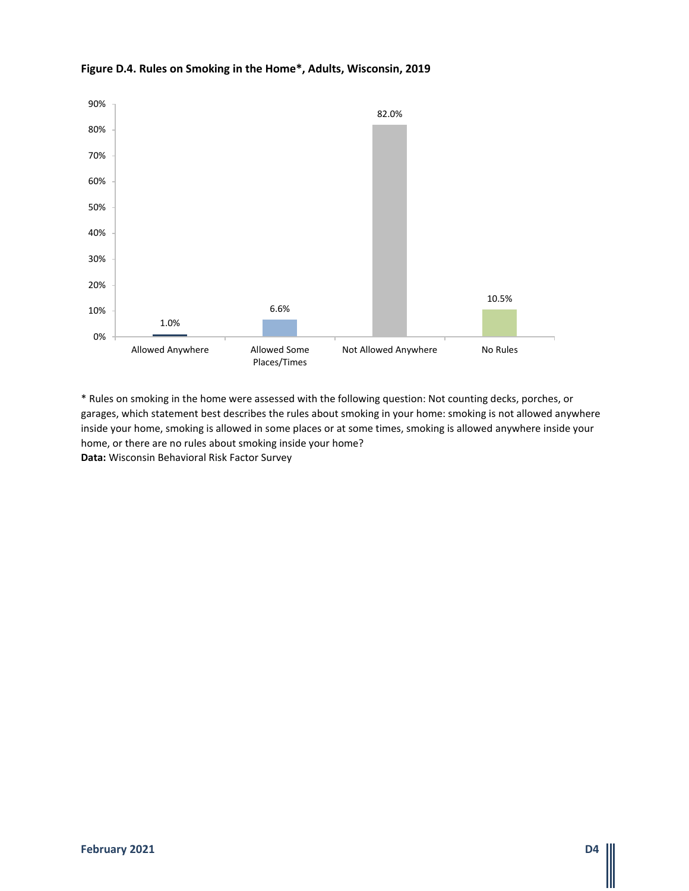**Figure D.4. Rules on Smoking in the Home*, Adults, Wisconsin, 2019**

| Rule | Percent |
|---|---|
| Allowed Anywhere | 1.0% |
| Allowed Some Places/Times | 6.6% |
| Not Allowed Anywhere | 82.0% |
| No Rules | 10.5% |

* Rules on smoking in the home were assessed with the following question: Not counting decks, porches, or garages, which statement best describes the rules about smoking in your home: smoking is not allowed anywhere inside your home, smoking is allowed in some places or at some times, smoking is allowed anywhere inside your home, or there are no rules about smoking inside your home?

**Data:** Wisconsin Behavioral Risk Factor Survey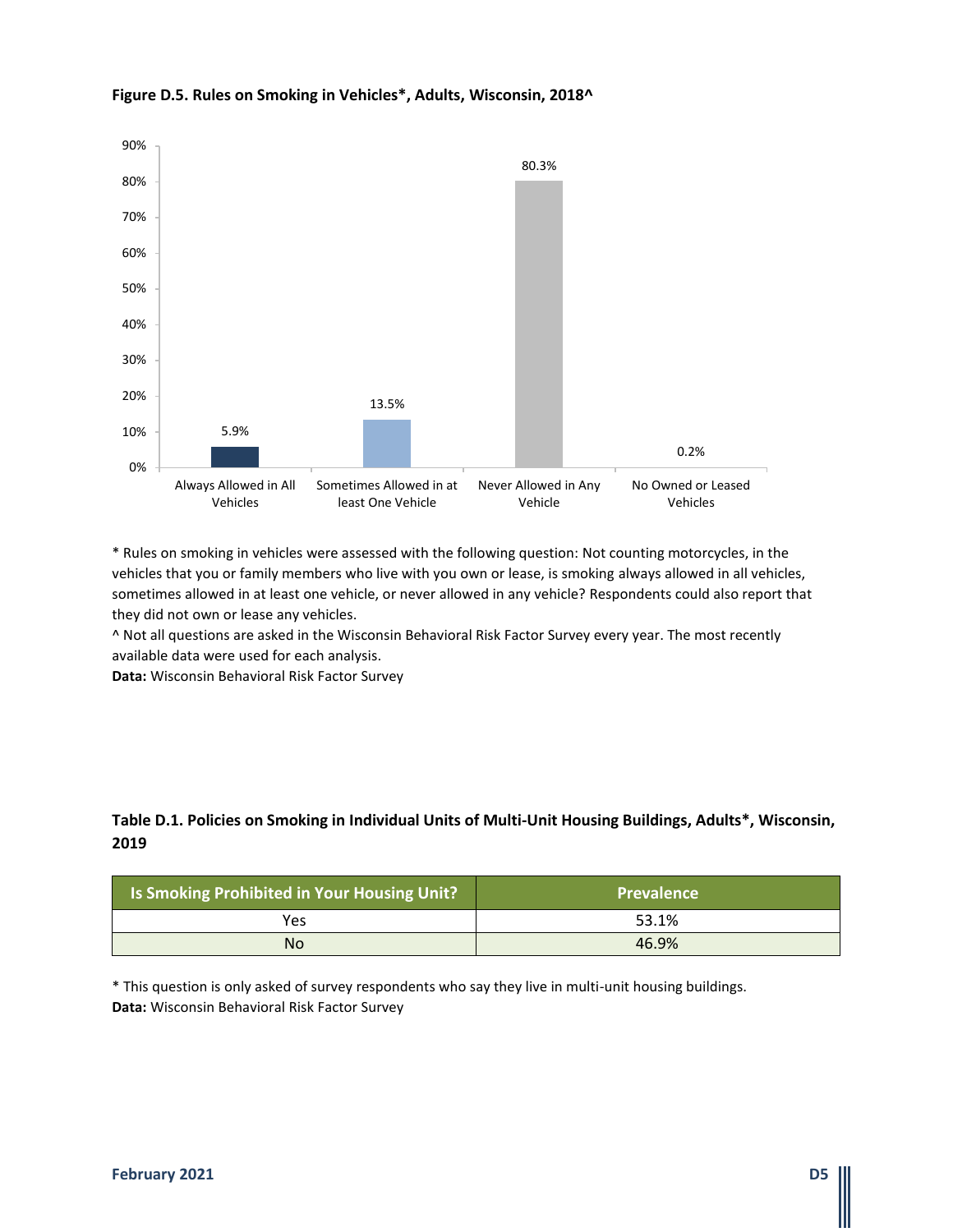**Figure D.5. Rules on Smoking in Vehicles*, Adults, Wisconsin, 2018^**

| Category | Percent |
|---|---|
| Always Allowed in All Vehicles | 5.9% |
| Sometimes Allowed in at least One Vehicle | 13.5% |
| Never Allowed in Any Vehicle | 80.3% |
| No Owned or Leased Vehicles | 0.2% |

* Rules on smoking in vehicles were assessed with the following question: Not counting motorcycles, in the vehicles that you or family members who live with you own or lease, is smoking always allowed in all vehicles, sometimes allowed in at least one vehicle, or never allowed in any vehicle? Respondents could also report that they did not own or lease any vehicles.
^ Not all questions are asked in the Wisconsin Behavioral Risk Factor Survey every year. The most recently available data were used for each analysis.
**Data:** Wisconsin Behavioral Risk Factor Survey

**Table D.1. Policies on Smoking in Individual Units of Multi-Unit Housing Buildings, Adults*, Wisconsin, 2019**

| Is Smoking Prohibited in Your Housing Unit? | Prevalence |
|---|---|
| Yes | 53.1% |
| No | 46.9% |

* This question is only asked of survey respondents who say they live in multi-unit housing buildings.
**Data:** Wisconsin Behavioral Risk Factor Survey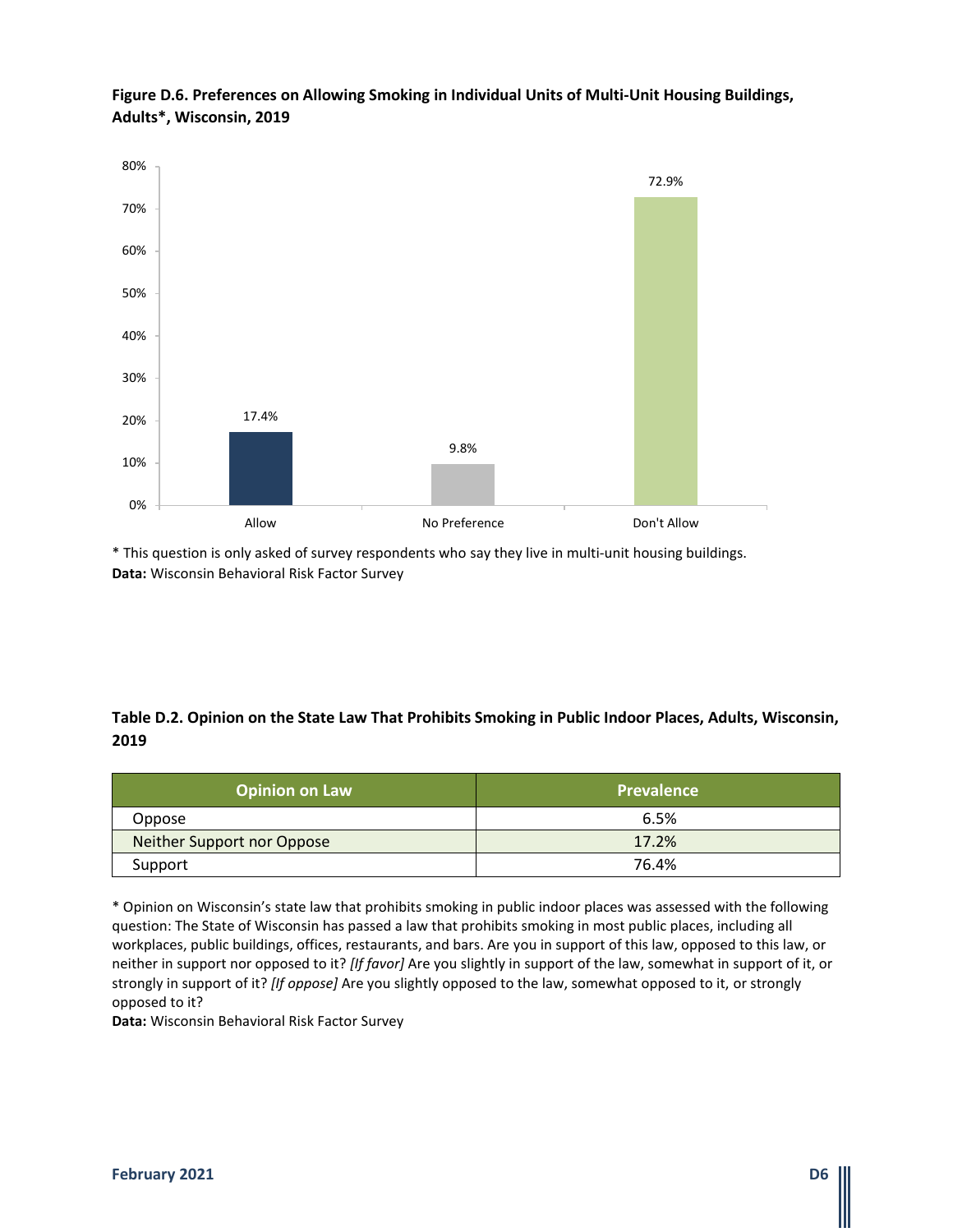**Figure D.6. Preferences on Allowing Smoking in Individual Units of Multi-Unit Housing Buildings, Adults*, Wisconsin, 2019**

| Preference | Percent |
|---|---|
| Allow | 17.4% |
| No Preference | 9.8% |
| Don't Allow | 72.9% |

\* This question is only asked of survey respondents who say they live in multi-unit housing buildings.
**Data:** Wisconsin Behavioral Risk Factor Survey

**Table D.2. Opinion on the State Law That Prohibits Smoking in Public Indoor Places, Adults, Wisconsin, 2019**

| Opinion on Law | Prevalence |
|---|---|
| Oppose | 6.5% |
| Neither Support nor Oppose | 17.2% |
| Support | 76.4% |

\* Opinion on Wisconsin's state law that prohibits smoking in public indoor places was assessed with the following question: The State of Wisconsin has passed a law that prohibits smoking in most public places, including all workplaces, public buildings, offices, restaurants, and bars. Are you in support of this law, opposed to this law, or neither in support nor opposed to it? *[If favor]* Are you slightly in support of the law, somewhat in support of it, or strongly in support of it? *[If oppose]* Are you slightly opposed to the law, somewhat opposed to it, or strongly opposed to it?
**Data:** Wisconsin Behavioral Risk Factor Survey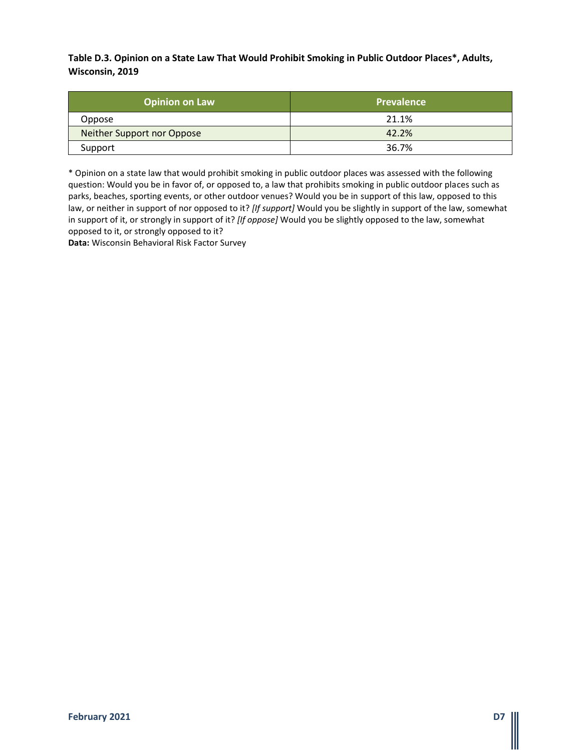**Table D.3. Opinion on a State Law That Would Prohibit Smoking in Public Outdoor Places*, Adults, Wisconsin, 2019**

| Opinion on Law | Prevalence |
|---|---|
| Oppose | 21.1% |
| Neither Support nor Oppose | 42.2% |
| Support | 36.7% |

* Opinion on a state law that would prohibit smoking in public outdoor places was assessed with the following question: Would you be in favor of, or opposed to, a law that prohibits smoking in public outdoor places such as parks, beaches, sporting events, or other outdoor venues? Would you be in support of this law, opposed to this law, or neither in support of nor opposed to it? *[If support]* Would you be slightly in support of the law, somewhat in support of it, or strongly in support of it? *[If oppose]* Would you be slightly opposed to the law, somewhat opposed to it, or strongly opposed to it?

**Data:** Wisconsin Behavioral Risk Factor Survey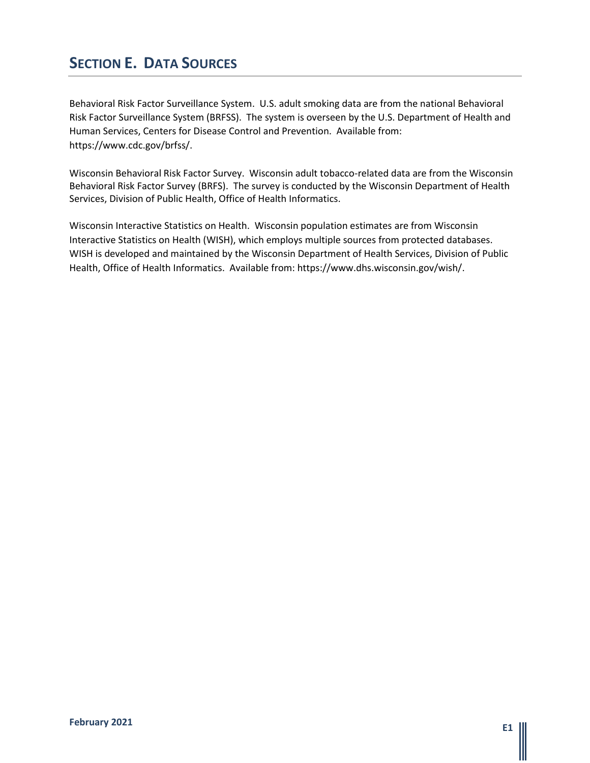# SECTION E. DATA SOURCES

Behavioral Risk Factor Surveillance System. U.S. adult smoking data are from the national Behavioral Risk Factor Surveillance System (BRFSS). The system is overseen by the U.S. Department of Health and Human Services, Centers for Disease Control and Prevention. Available from: https://www.cdc.gov/brfss/.

Wisconsin Behavioral Risk Factor Survey. Wisconsin adult tobacco-related data are from the Wisconsin Behavioral Risk Factor Survey (BRFS). The survey is conducted by the Wisconsin Department of Health Services, Division of Public Health, Office of Health Informatics.

Wisconsin Interactive Statistics on Health. Wisconsin population estimates are from Wisconsin Interactive Statistics on Health (WISH), which employs multiple sources from protected databases. WISH is developed and maintained by the Wisconsin Department of Health Services, Division of Public Health, Office of Health Informatics. Available from: https://www.dhs.wisconsin.gov/wish/.